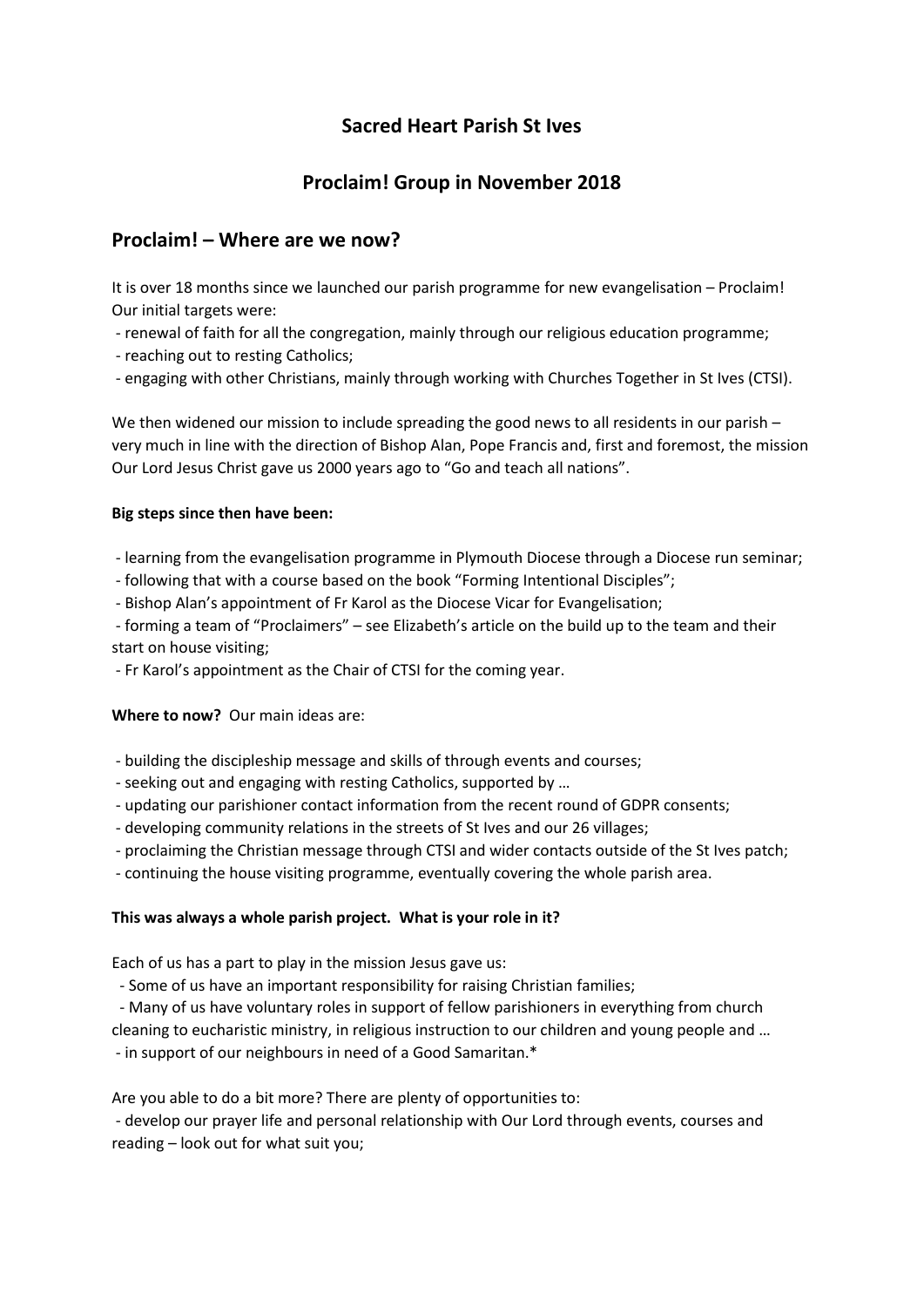# Sacred Heart Parish St Ives

## Proclaim! Group in November 2018

## Proclaim! – Where are we now?

It is over 18 months since we launched our parish programme for new evangelisation – Proclaim! Our initial targets were:

- renewal of faith for all the congregation, mainly through our religious education programme;
- reaching out to resting Catholics;
- engaging with other Christians, mainly through working with Churches Together in St Ives (CTSI).

We then widened our mission to include spreading the good news to all residents in our parish – very much in line with the direction of Bishop Alan, Pope Francis and, first and foremost, the mission Our Lord Jesus Christ gave us 2000 years ago to "Go and teach all nations".

**Big steps since then have been:**

- learning from the evangelisation programme in Plymouth Diocese through a Diocese run seminar;
- following that with a course based on the book "Forming Intentional Disciples";
- Bishop Alan's appointment of Fr Karol as the Diocese Vicar for Evangelisation;
- forming a team of "Proclaimers" – see Elizabeth's article on the build up to the team and their start on house visiting;
- Fr Karol's appointment as the Chair of CTSI for the coming year.

**Where to now?** Our main ideas are:

- building the discipleship message and skills of through events and courses;
- seeking out and engaging with resting Catholics, supported by …
- updating our parishioner contact information from the recent round of GDPR consents;
- developing community relations in the streets of St Ives and our 26 villages;
- proclaiming the Christian message through CTSI and wider contacts outside of the St Ives patch;
- continuing the house visiting programme, eventually covering the whole parish area.

**This was always a whole parish project. What is your role in it?**

Each of us has a part to play in the mission Jesus gave us:

- Some of us have an important responsibility for raising Christian families;
- Many of us have voluntary roles in support of fellow parishioners in everything from church cleaning to eucharistic ministry, in religious instruction to our children and young people and …
- in support of our neighbours in need of a Good Samaritan.*

Are you able to do a bit more? There are plenty of opportunities to:

- develop our prayer life and personal relationship with Our Lord through events, courses and reading – look out for what suit you;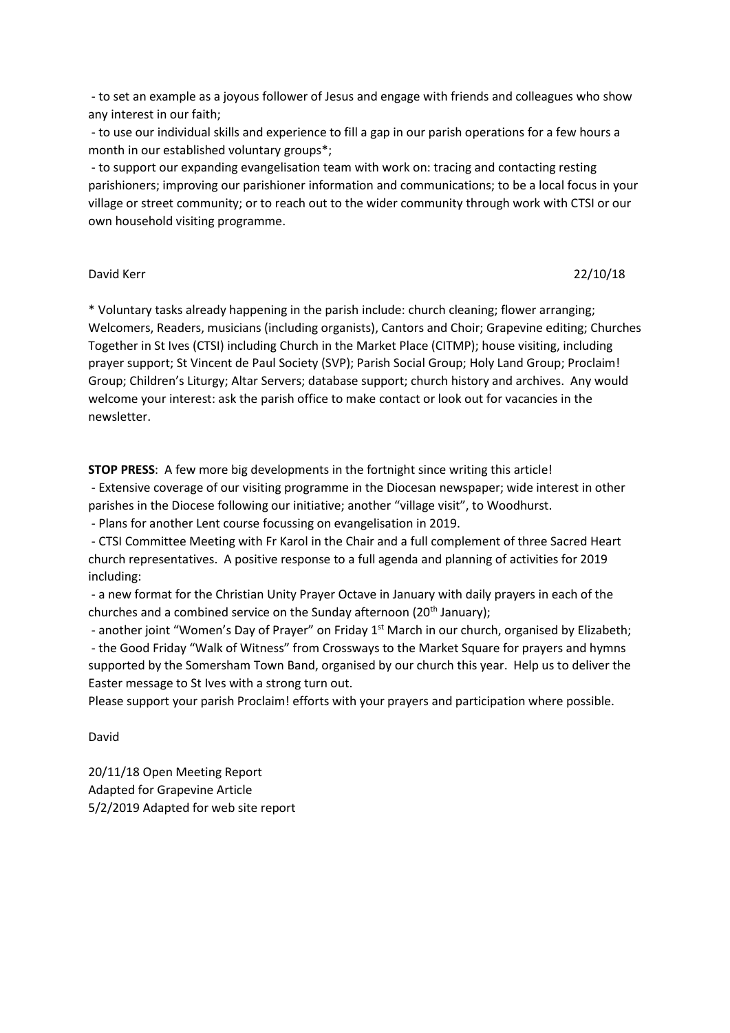- to set an example as a joyous follower of Jesus and engage with friends and colleagues who show any interest in our faith;

- to use our individual skills and experience to fill a gap in our parish operations for a few hours a month in our established voluntary groups*;

- to support our expanding evangelisation team with work on: tracing and contacting resting parishioners; improving our parishioner information and communications; to be a local focus in your village or street community; or to reach out to the wider community through work with CTSI or our own household visiting programme.

David Kerr 22/10/18

* Voluntary tasks already happening in the parish include: church cleaning; flower arranging; Welcomers, Readers, musicians (including organists), Cantors and Choir; Grapevine editing; Churches Together in St Ives (CTSI) including Church in the Market Place (CITMP); house visiting, including prayer support; St Vincent de Paul Society (SVP); Parish Social Group; Holy Land Group; Proclaim! Group; Children's Liturgy; Altar Servers; database support; church history and archives. Any would welcome your interest: ask the parish office to make contact or look out for vacancies in the newsletter.

**STOP PRESS**: A few more big developments in the fortnight since writing this article!

- Extensive coverage of our visiting programme in the Diocesan newspaper; wide interest in other parishes in the Diocese following our initiative; another "village visit", to Woodhurst.
- Plans for another Lent course focussing on evangelisation in 2019.
- CTSI Committee Meeting with Fr Karol in the Chair and a full complement of three Sacred Heart church representatives. A positive response to a full agenda and planning of activities for 2019 including:
- a new format for the Christian Unity Prayer Octave in January with daily prayers in each of the churches and a combined service on the Sunday afternoon (20th January);
- another joint "Women's Day of Prayer" on Friday 1st March in our church, organised by Elizabeth;
- the Good Friday "Walk of Witness" from Crossways to the Market Square for prayers and hymns supported by the Somersham Town Band, organised by our church this year. Help us to deliver the Easter message to St Ives with a strong turn out.

Please support your parish Proclaim! efforts with your prayers and participation where possible.

David

20/11/18 Open Meeting Report
Adapted for Grapevine Article
5/2/2019 Adapted for web site report